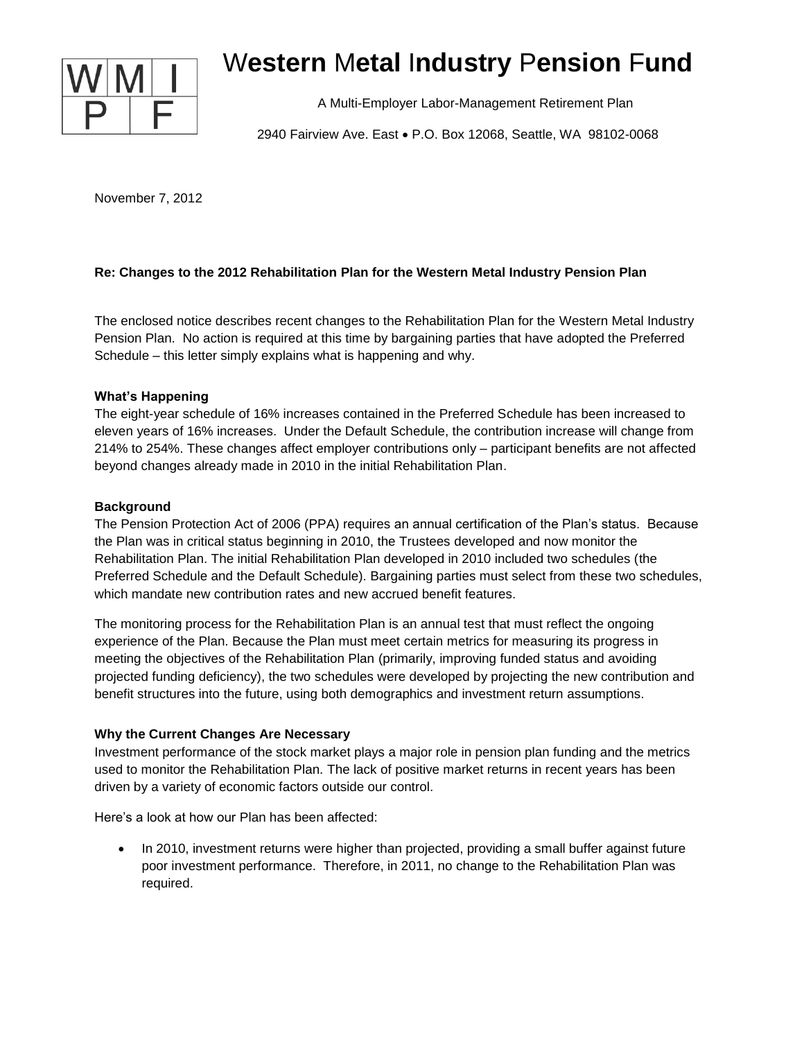# Western Metal Industry Pension Fund

A Multi-Employer Labor-Management Retirement Plan

2940 Fairview Ave. East • P.O. Box 12068, Seattle, WA 98102-0068

November 7, 2012

**Re: Changes to the 2012 Rehabilitation Plan for the Western Metal Industry Pension Plan**

The enclosed notice describes recent changes to the Rehabilitation Plan for the Western Metal Industry Pension Plan. No action is required at this time by bargaining parties that have adopted the Preferred Schedule – this letter simply explains what is happening and why.

**What's Happening**

The eight-year schedule of 16% increases contained in the Preferred Schedule has been increased to eleven years of 16% increases. Under the Default Schedule, the contribution increase will change from 214% to 254%. These changes affect employer contributions only – participant benefits are not affected beyond changes already made in 2010 in the initial Rehabilitation Plan.

**Background**

The Pension Protection Act of 2006 (PPA) requires an annual certification of the Plan's status. Because the Plan was in critical status beginning in 2010, the Trustees developed and now monitor the Rehabilitation Plan. The initial Rehabilitation Plan developed in 2010 included two schedules (the Preferred Schedule and the Default Schedule). Bargaining parties must select from these two schedules, which mandate new contribution rates and new accrued benefit features.

The monitoring process for the Rehabilitation Plan is an annual test that must reflect the ongoing experience of the Plan. Because the Plan must meet certain metrics for measuring its progress in meeting the objectives of the Rehabilitation Plan (primarily, improving funded status and avoiding projected funding deficiency), the two schedules were developed by projecting the new contribution and benefit structures into the future, using both demographics and investment return assumptions.

**Why the Current Changes Are Necessary**

Investment performance of the stock market plays a major role in pension plan funding and the metrics used to monitor the Rehabilitation Plan. The lack of positive market returns in recent years has been driven by a variety of economic factors outside our control.

Here's a look at how our Plan has been affected:

- In 2010, investment returns were higher than projected, providing a small buffer against future poor investment performance. Therefore, in 2011, no change to the Rehabilitation Plan was required.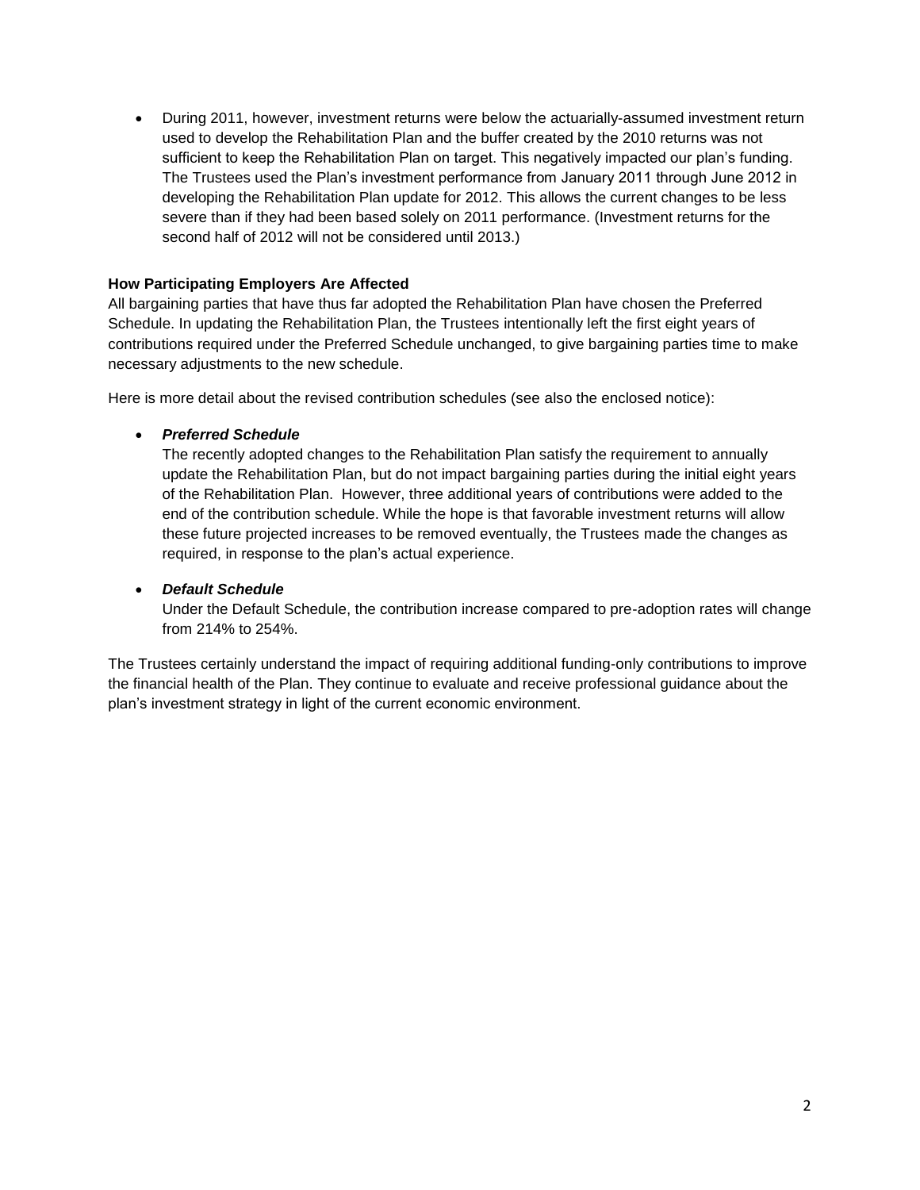- During 2011, however, investment returns were below the actuarially-assumed investment return used to develop the Rehabilitation Plan and the buffer created by the 2010 returns was not sufficient to keep the Rehabilitation Plan on target. This negatively impacted our plan's funding. The Trustees used the Plan's investment performance from January 2011 through June 2012 in developing the Rehabilitation Plan update for 2012. This allows the current changes to be less severe than if they had been based solely on 2011 performance. (Investment returns for the second half of 2012 will not be considered until 2013.)

**How Participating Employers Are Affected**

All bargaining parties that have thus far adopted the Rehabilitation Plan have chosen the Preferred Schedule. In updating the Rehabilitation Plan, the Trustees intentionally left the first eight years of contributions required under the Preferred Schedule unchanged, to give bargaining parties time to make necessary adjustments to the new schedule.

Here is more detail about the revised contribution schedules (see also the enclosed notice):

- ***Preferred Schedule***

  The recently adopted changes to the Rehabilitation Plan satisfy the requirement to annually update the Rehabilitation Plan, but do not impact bargaining parties during the initial eight years of the Rehabilitation Plan. However, three additional years of contributions were added to the end of the contribution schedule. While the hope is that favorable investment returns will allow these future projected increases to be removed eventually, the Trustees made the changes as required, in response to the plan's actual experience.

- ***Default Schedule***

  Under the Default Schedule, the contribution increase compared to pre-adoption rates will change from 214% to 254%.

The Trustees certainly understand the impact of requiring additional funding-only contributions to improve the financial health of the Plan. They continue to evaluate and receive professional guidance about the plan's investment strategy in light of the current economic environment.